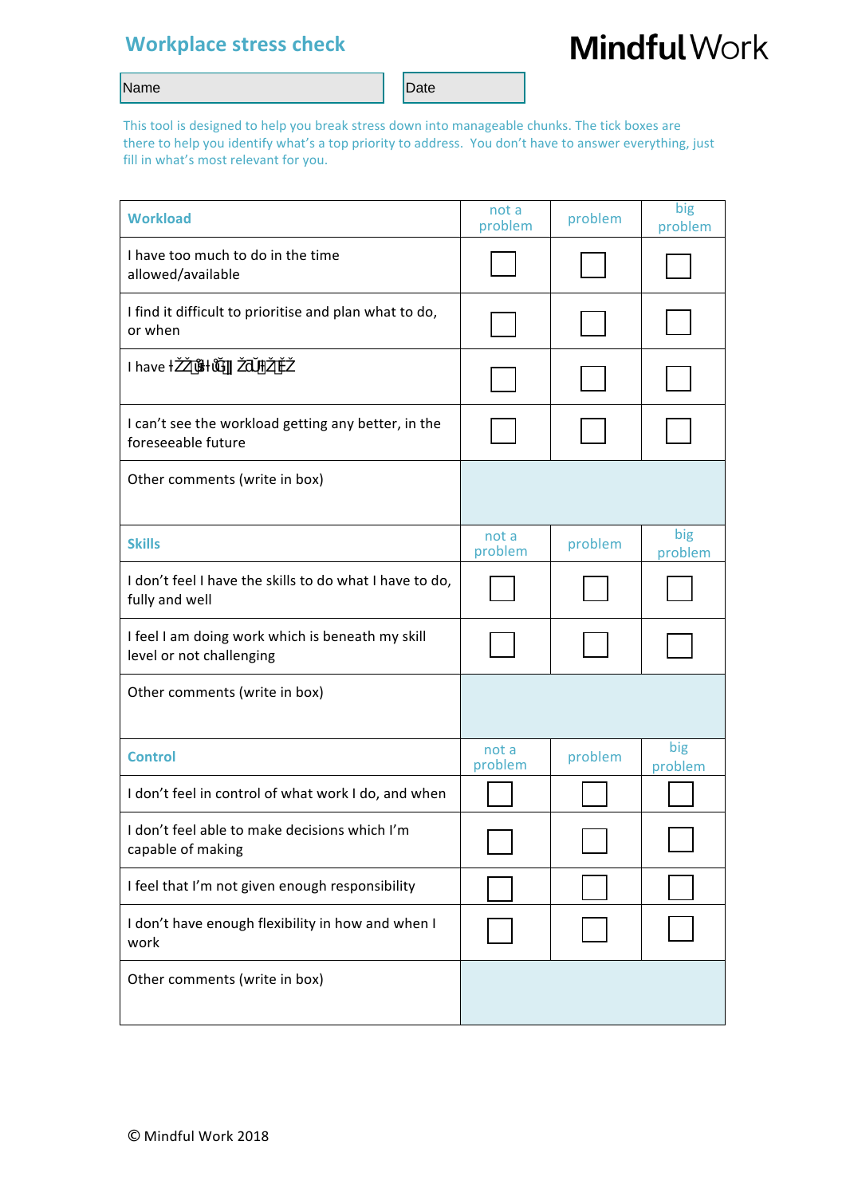# Workplace stress check

**Mindful Work**

| Name | Date |
|---|---|
| | |

This tool is designed to help you break stress down into manageable chunks. The tick boxes are there to help you identify what's a top priority to address. You don't have to answer everything, just fill in what's most relevant for you.

| **Workload** | not a problem | problem | big problem |
|---|---|---|---|
| I have too much to do in the time allowed/available | ☐ | ☐ | ☐ |
| I find it difficult to prioritise and plan what to do, or when | ☐ | ☐ | ☐ |
| I have ŧŽŽ ŵĂŶǇ ĚĞĂĚůŝŶĞƐ | ☐ | ☐ | ☐ |
| I can't see the workload getting any better, in the foreseeable future | ☐ | ☐ | ☐ |
| Other comments (write in box) | | | |
| **Skills** | not a problem | problem | big problem |
| I don't feel I have the skills to do what I have to do, fully and well | ☐ | ☐ | ☐ |
| I feel I am doing work which is beneath my skill level or not challenging | ☐ | ☐ | ☐ |
| Other comments (write in box) | | | |
| **Control** | not a problem | problem | big problem |
| I don't feel in control of what work I do, and when | ☐ | ☐ | ☐ |
| I don't feel able to make decisions which I'm capable of making | ☐ | ☐ | ☐ |
| I feel that I'm not given enough responsibility | ☐ | ☐ | ☐ |
| I don't have enough flexibility in how and when I work | ☐ | ☐ | ☐ |
| Other comments (write in box) | | | |

© Mindful Work 2018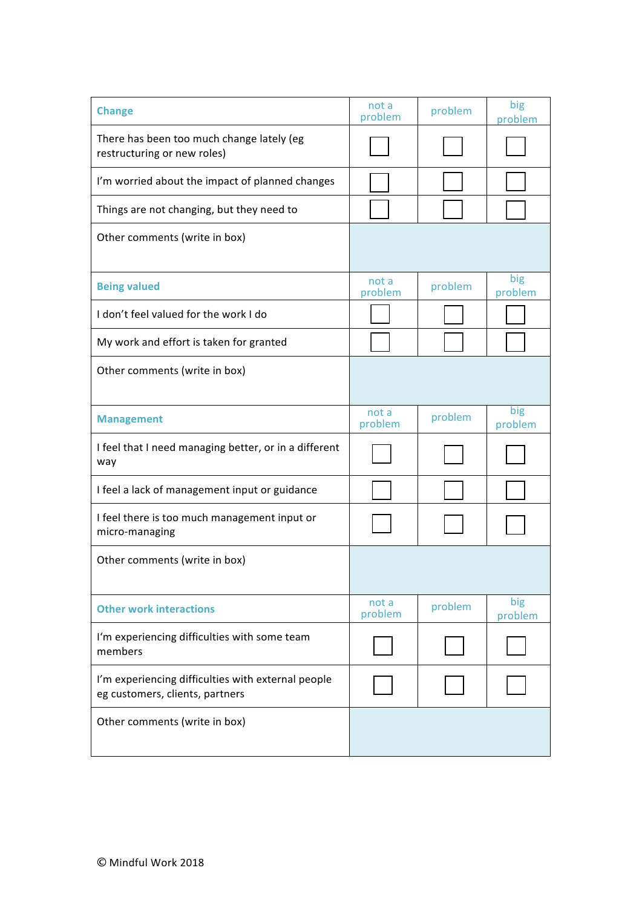| Change | not a problem | problem | big problem |
|---|---|---|---|
| There has been too much change lately (eg restructuring or new roles) | ☐ | ☐ | ☐ |
| I'm worried about the impact of planned changes | ☐ | ☐ | ☐ |
| Things are not changing, but they need to | ☐ | ☐ | ☐ |
| Other comments (write in box) | | | |
| **Being valued** | **not a problem** | **problem** | **big problem** |
| I don't feel valued for the work I do | ☐ | ☐ | ☐ |
| My work and effort is taken for granted | ☐ | ☐ | ☐ |
| Other comments (write in box) | | | |
| **Management** | **not a problem** | **problem** | **big problem** |
| I feel that I need managing better, or in a different way | ☐ | ☐ | ☐ |
| I feel a lack of management input or guidance | ☐ | ☐ | ☐ |
| I feel there is too much management input or micro-managing | ☐ | ☐ | ☐ |
| Other comments (write in box) | | | |
| **Other work interactions** | **not a problem** | **problem** | **big problem** |
| I'm experiencing difficulties with some team members | ☐ | ☐ | ☐ |
| I'm experiencing difficulties with external people eg customers, clients, partners | ☐ | ☐ | ☐ |
| Other comments (write in box) | | | |

© Mindful Work 2018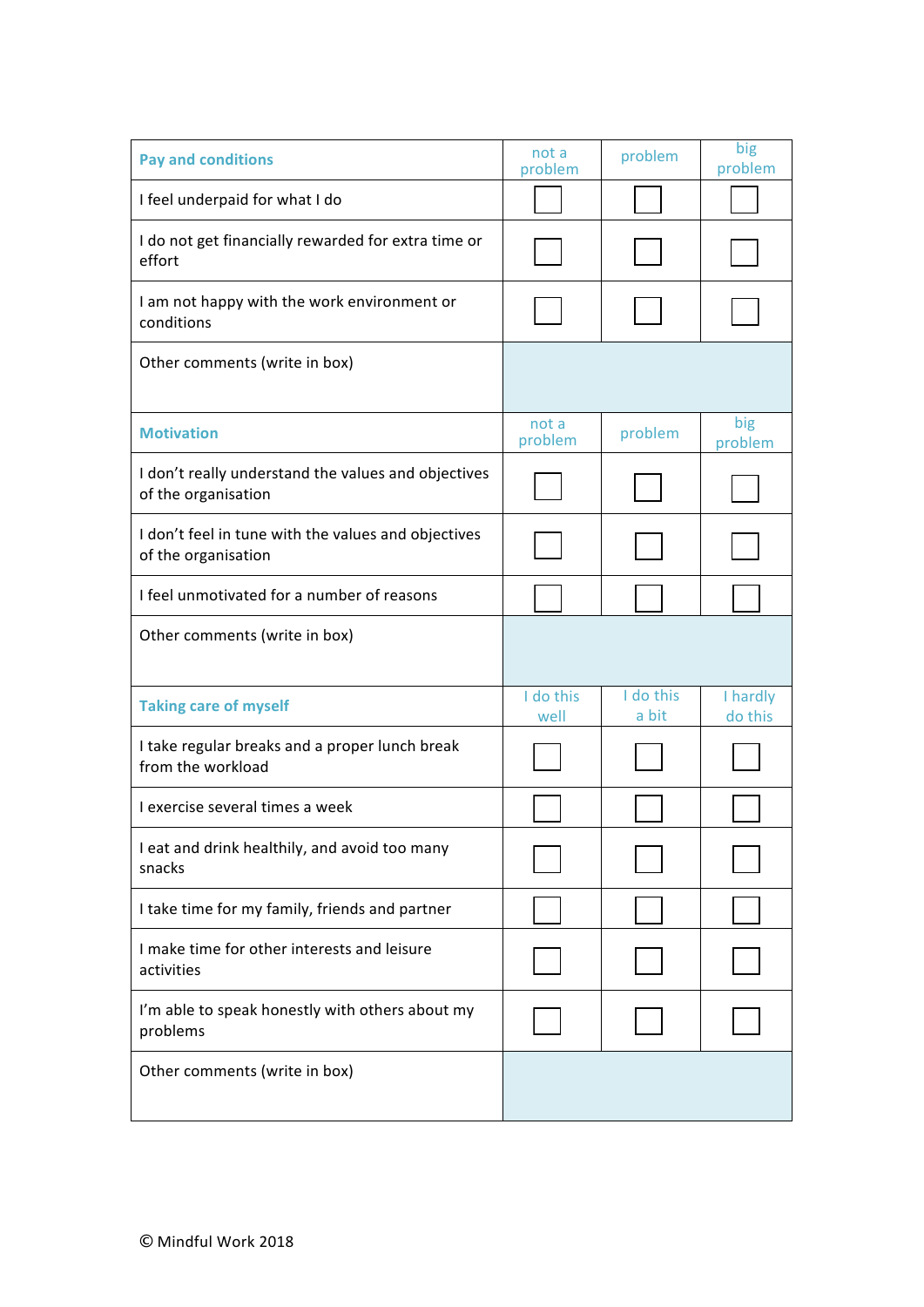| Pay and conditions | not a problem | problem | big problem |
|---|---|---|---|
| I feel underpaid for what I do | ☐ | ☐ | ☐ |
| I do not get financially rewarded for extra time or effort | ☐ | ☐ | ☐ |
| I am not happy with the work environment or conditions | ☐ | ☐ | ☐ |
| Other comments (write in box) | | | |
| **Motivation** | **not a problem** | **problem** | **big problem** |
| I don't really understand the values and objectives of the organisation | ☐ | ☐ | ☐ |
| I don't feel in tune with the values and objectives of the organisation | ☐ | ☐ | ☐ |
| I feel unmotivated for a number of reasons | ☐ | ☐ | ☐ |
| Other comments (write in box) | | | |
| **Taking care of myself** | **I do this well** | **I do this a bit** | **I hardly do this** |
| I take regular breaks and a proper lunch break from the workload | ☐ | ☐ | ☐ |
| I exercise several times a week | ☐ | ☐ | ☐ |
| I eat and drink healthily, and avoid too many snacks | ☐ | ☐ | ☐ |
| I take time for my family, friends and partner | ☐ | ☐ | ☐ |
| I make time for other interests and leisure activities | ☐ | ☐ | ☐ |
| I'm able to speak honestly with others about my problems | ☐ | ☐ | ☐ |
| Other comments (write in box) | | | |

© Mindful Work 2018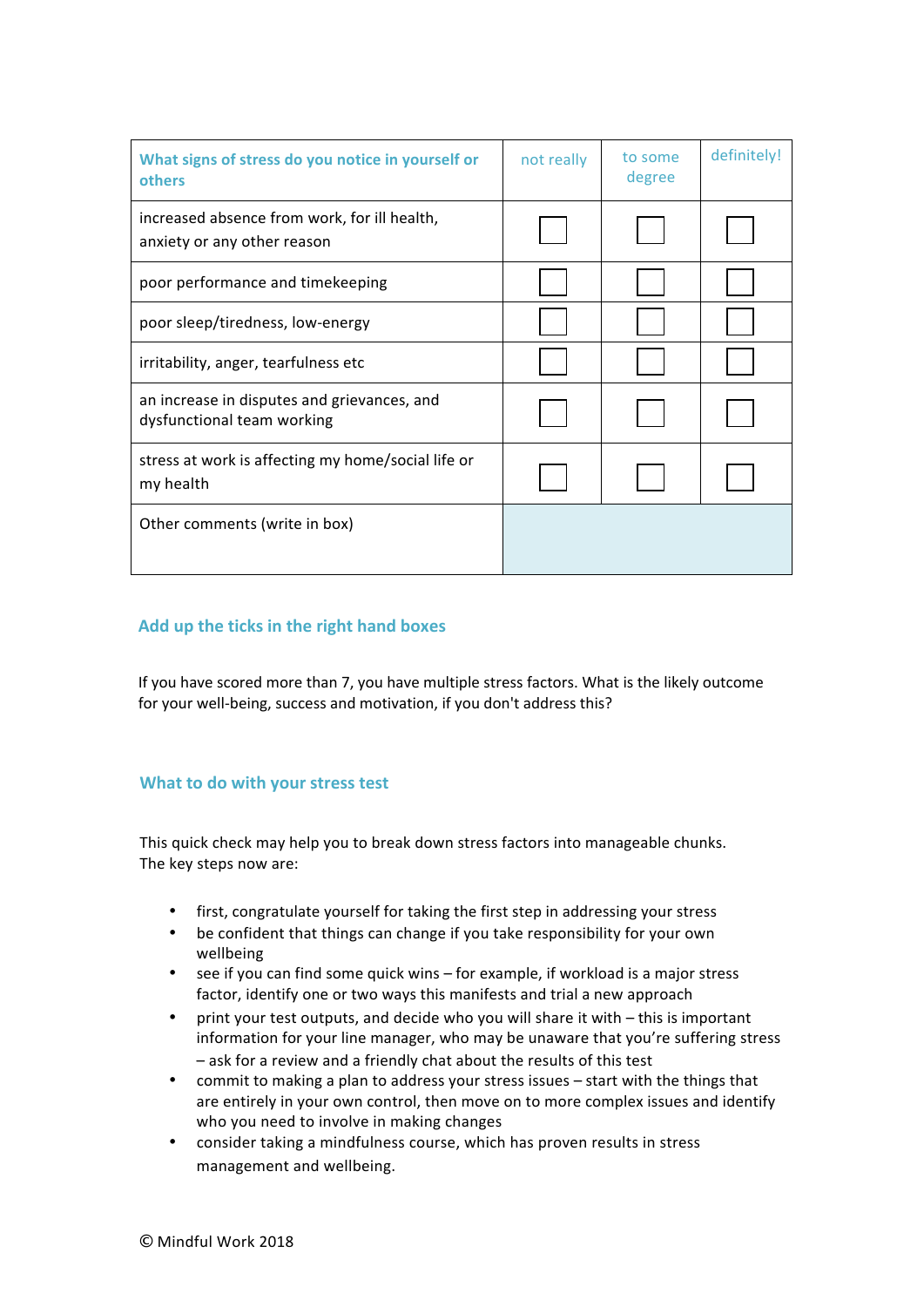| What signs of stress do you notice in yourself or others | not really | to some degree | definitely! |
|---|---|---|---|
| increased absence from work, for ill health, anxiety or any other reason | ☐ | ☐ | ☐ |
| poor performance and timekeeping | ☐ | ☐ | ☐ |
| poor sleep/tiredness, low-energy | ☐ | ☐ | ☐ |
| irritability, anger, tearfulness etc | ☐ | ☐ | ☐ |
| an increase in disputes and grievances, and dysfunctional team working | ☐ | ☐ | ☐ |
| stress at work is affecting my home/social life or my health | ☐ | ☐ | ☐ |
| Other comments (write in box) | | | |

## Add up the ticks in the right hand boxes

If you have scored more than 7, you have multiple stress factors. What is the likely outcome for your well-being, success and motivation, if you don't address this?

## What to do with your stress test

This quick check may help you to break down stress factors into manageable chunks. The key steps now are:

- first, congratulate yourself for taking the first step in addressing your stress
- be confident that things can change if you take responsibility for your own wellbeing
- see if you can find some quick wins – for example, if workload is a major stress factor, identify one or two ways this manifests and trial a new approach
- print your test outputs, and decide who you will share it with – this is important information for your line manager, who may be unaware that you're suffering stress – ask for a review and a friendly chat about the results of this test
- commit to making a plan to address your stress issues – start with the things that are entirely in your own control, then move on to more complex issues and identify who you need to involve in making changes
- consider taking a mindfulness course, which has proven results in stress management and wellbeing.

© Mindful Work 2018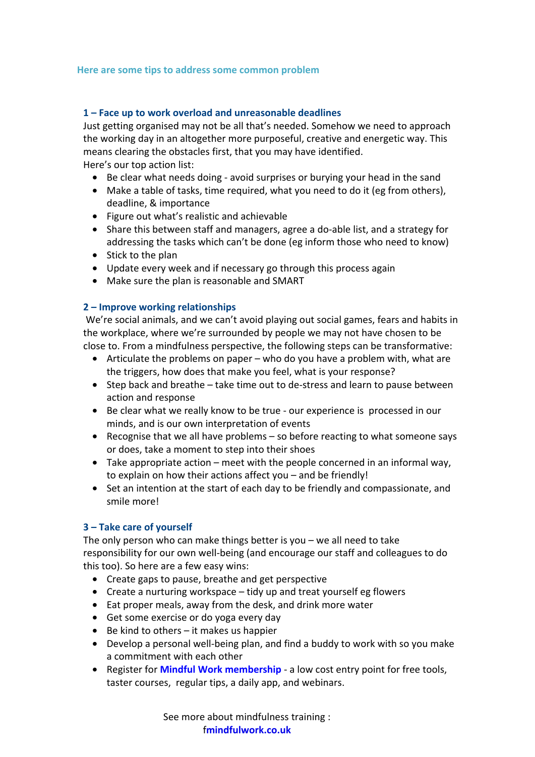Here are some tips to address some common problem

### 1 – Face up to work overload and unreasonable deadlines

Just getting organised may not be all that's needed. Somehow we need to approach the working day in an altogether more purposeful, creative and energetic way. This means clearing the obstacles first, that you may have identified.
Here's our top action list:

- Be clear what needs doing - avoid surprises or burying your head in the sand
- Make a table of tasks, time required, what you need to do it (eg from others), deadline, & importance
- Figure out what's realistic and achievable
- Share this between staff and managers, agree a do-able list, and a strategy for addressing the tasks which can't be done (eg inform those who need to know)
- Stick to the plan
- Update every week and if necessary go through this process again
- Make sure the plan is reasonable and SMART

### 2 – Improve working relationships

We're social animals, and we can't avoid playing out social games, fears and habits in the workplace, where we're surrounded by people we may not have chosen to be close to. From a mindfulness perspective, the following steps can be transformative:

- Articulate the problems on paper – who do you have a problem with, what are the triggers, how does that make you feel, what is your response?
- Step back and breathe – take time out to de-stress and learn to pause between action and response
- Be clear what we really know to be true - our experience is processed in our minds, and is our own interpretation of events
- Recognise that we all have problems – so before reacting to what someone says or does, take a moment to step into their shoes
- Take appropriate action – meet with the people concerned in an informal way, to explain on how their actions affect you – and be friendly!
- Set an intention at the start of each day to be friendly and compassionate, and smile more!

### 3 – Take care of yourself

The only person who can make things better is you – we all need to take responsibility for our own well-being (and encourage our staff and colleagues to do this too). So here are a few easy wins:

- Create gaps to pause, breathe and get perspective
- Create a nurturing workspace – tidy up and treat yourself eg flowers
- Eat proper meals, away from the desk, and drink more water
- Get some exercise or do yoga every day
- Be kind to others – it makes us happier
- Develop a personal well-being plan, and find a buddy to work with so you make a commitment with each other
- Register for **Mindful Work membership** - a low cost entry point for free tools, taster courses, regular tips, a daily app, and webinars.

See more about mindfulness training :
f**mindfulwork.co.uk**